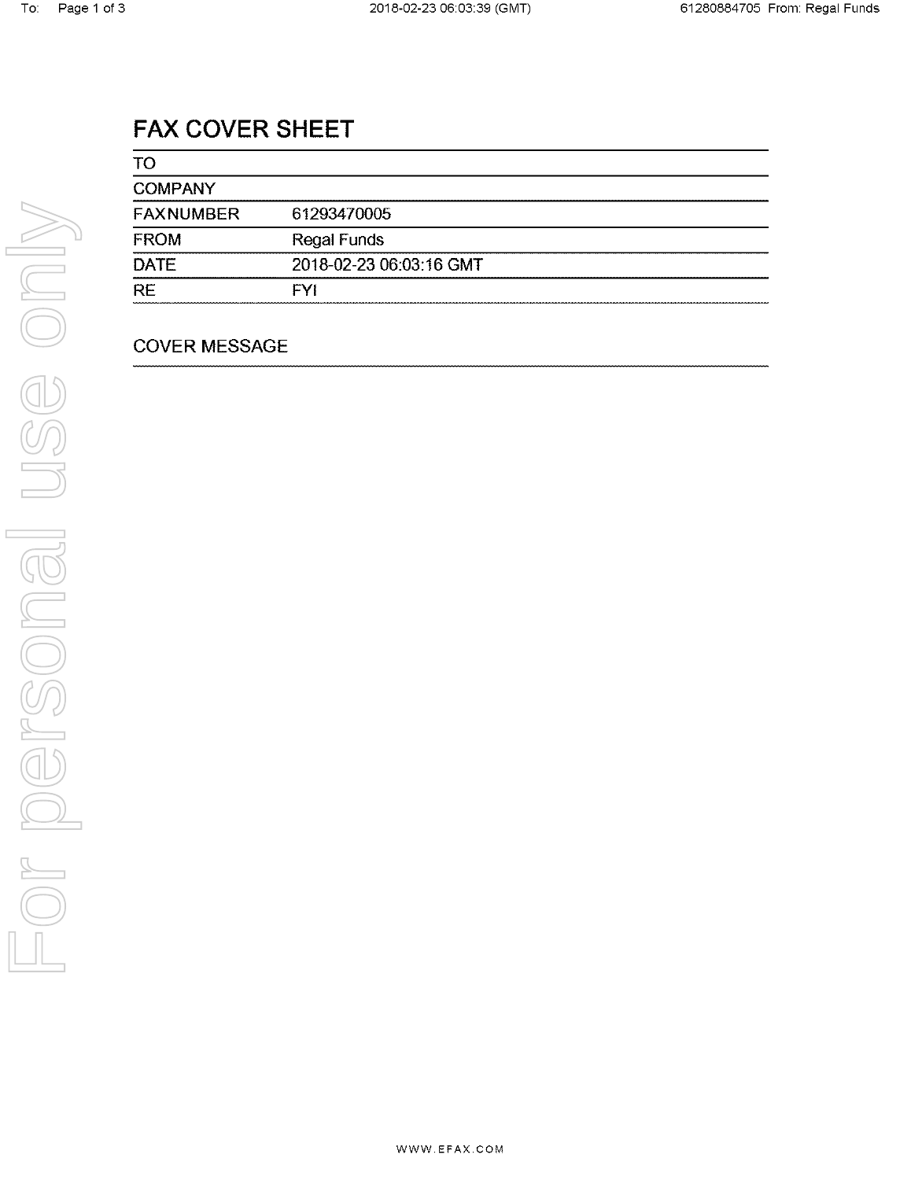# FAX COVER SHEET

| | |
|---|---|
| TO | |
| COMPANY | |
| FAXNUMBER | 61293470005 |
| FROM | Regal Funds |
| DATE | 2018-02-23 06:03:16 GMT |
| RE | FYI |

## COVER MESSAGE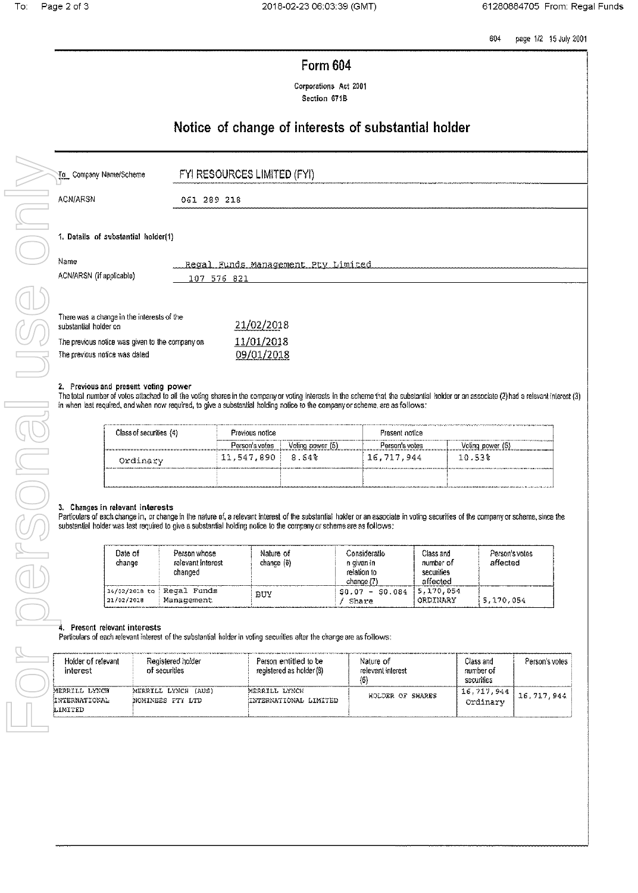604 page 1/2 15 July 2001

# Form 604

Corporations Act 2001
Section 671B

## Notice of change of interests of substantial holder

| | |
|---|---|
| To Company Name/Scheme | FYI RESOURCES LIMITED (FYI) |
| ACN/ARSN | 061 289 218 |

### 1. Details of substantial holder(1)

| | |
|---|---|
| Name | Regal Funds Management Pty Limited |
| ACN/ARSN (if applicable) | 107 576 821 |

| | |
|---|---|
| There was a change in the interests of the substantial holder on | 21/02/2018 |
| The previous notice was given to the company on | 11/01/2018 |
| The previous notice was dated | 09/01/2018 |

### 2. Previous and present voting power

The total number of votes attached to all the voting shares in the company or voting interests in the scheme that the substantial holder or an associate (2) had a relevant interest (3) in when last required, and when now required, to give a substantial holding notice to the company or scheme, are as follows:

| Class of securities (4) | Previous notice | | Present notice | |
|---|---|---|---|---|
| | Person's votes | Voting power (5) | Person's votes | Voting power (5) |
| Ordinary | 11,547,890 | 8.64% | 16,717,944 | 10.53% |
| | | | | |

### 3. Changes in relevant interests

Particulars of each change in, or change in the nature of, a relevant interest of the substantial holder or an associate in voting securities of the company or scheme, since the substantial holder was last required to give a substantial holding notice to the company or scheme are as follows:

| Date of change | Person whose relevant interest changed | Nature of change (6) | Consideration given in relation to change (7) | Class and number of securities affected | Person's votes affected |
|---|---|---|---|---|---|
| 16/02/2018 to 21/02/2018 | Regal Funds Management | BUY | $0.07 - $0.084 / Share | 5,170,054 ORDINARY | 5,170,054 |

### 4. Present relevant interests

Particulars of each relevant interest of the substantial holder in voting securities after the change are as follows:

| Holder of relevant interest | Registered holder of securities | Person entitled to be registered as holder (8) | Nature of relevant interest (6) | Class and number of securities | Person's votes |
|---|---|---|---|---|---|
| MERRILL LYNCH INTERNATIONAL LIMITED | MERRILL LYNCH (AUS) NOMINEES PTY LTD | MERRILL LYNCH INTERNATIONAL LIMITED | HOLDER OF SHARES | 16,717,944 Ordinary | 16,717,944 |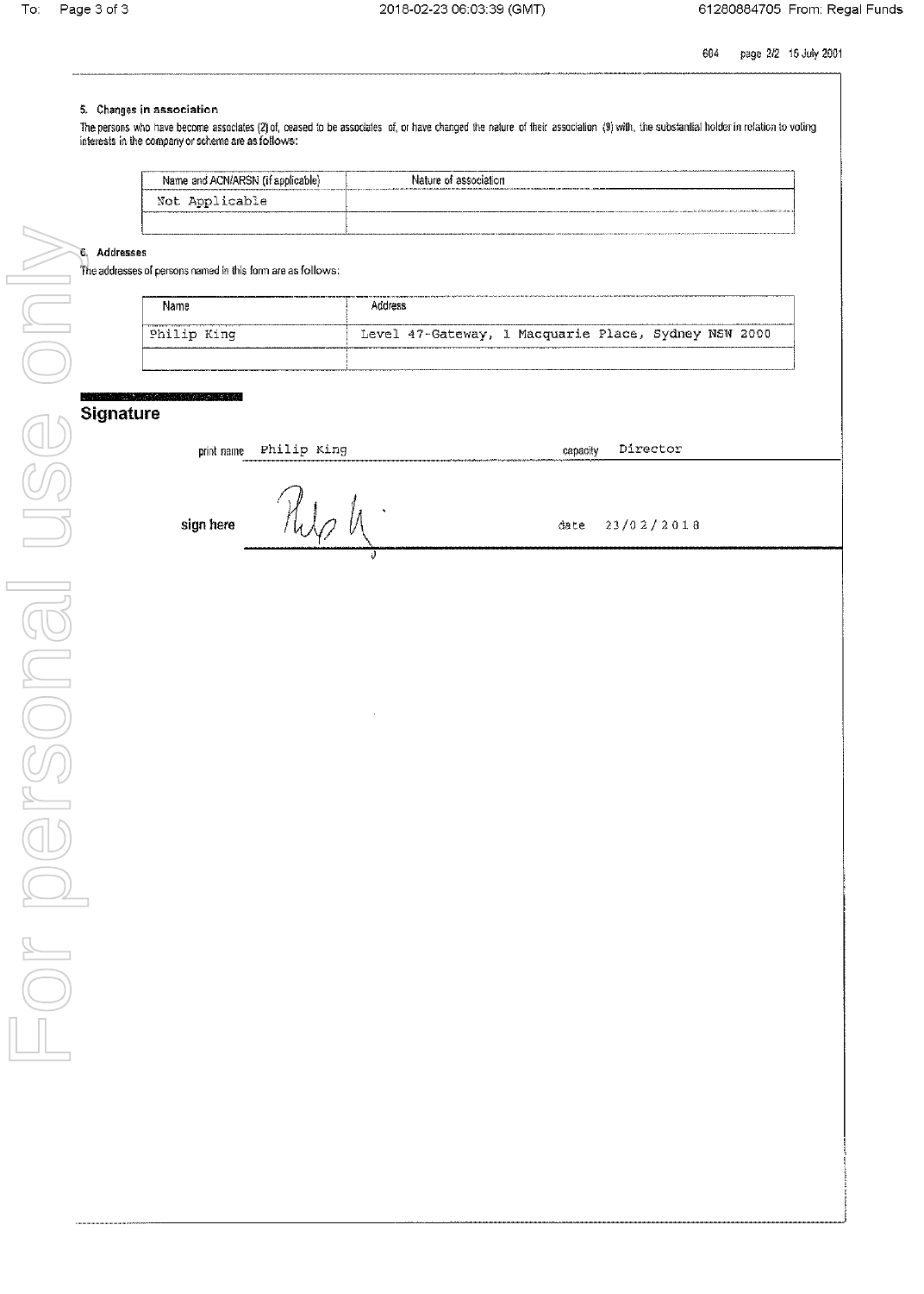604 page 2/2 15 July 2001

### 5. Changes in association

The persons who have become associates (2) of, ceased to be associates of, or have changed the nature of their association (9) with, the substantial holder in relation to voting interests in the company or scheme are as follows:

| Name and ACN/ARSN (if applicable) | Nature of association |
|---|---|
| Not Applicable | |
| | |

### 6. Addresses

The addresses of persons named in this form are as follows:

| Name | Address |
|---|---|
| Philip King | Level 47-Gateway, 1 Macquarie Place, Sydney NSW 2000 |
| | |

## Signature

print name Philip King capacity Director

sign here [signature] date 23/02/2018